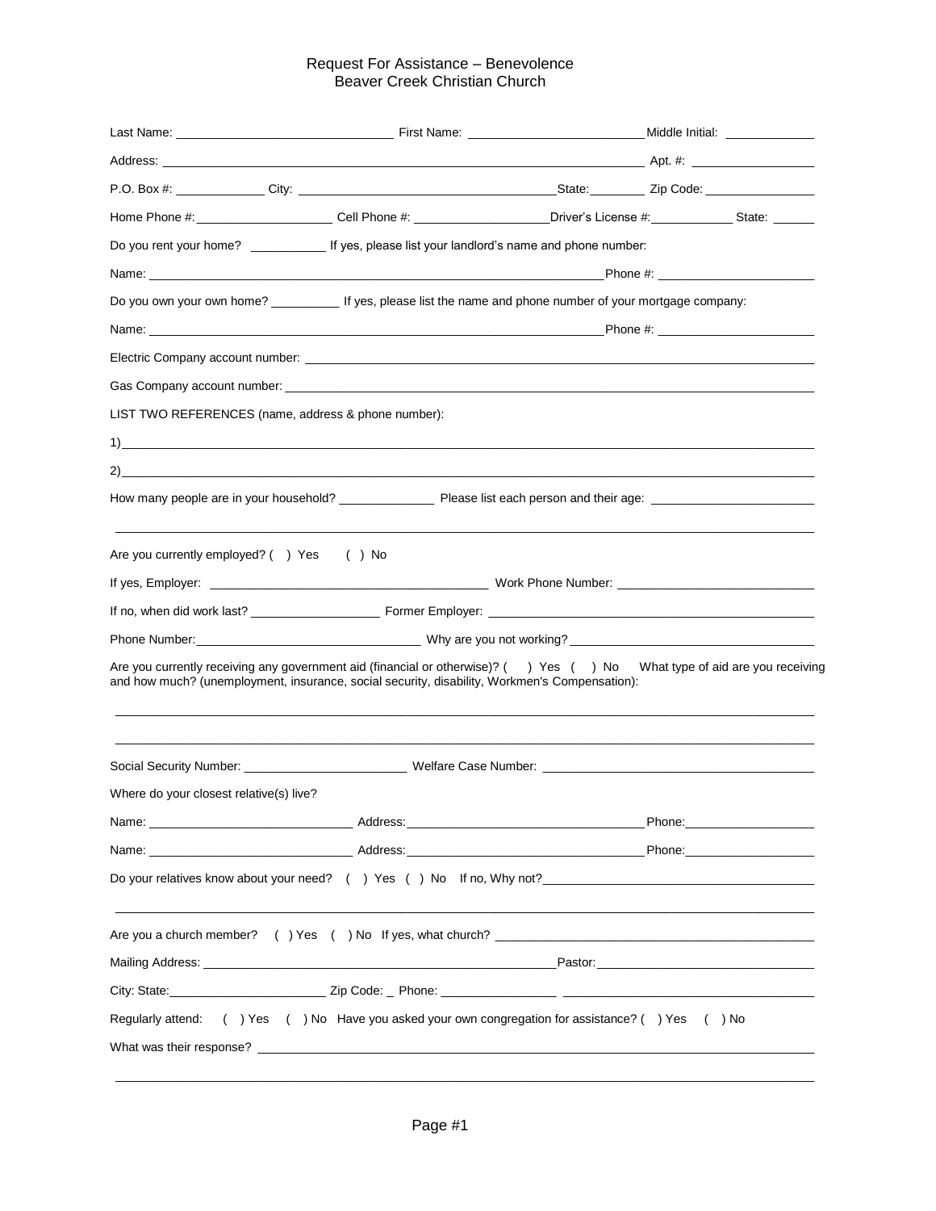# Request For Assistance – Benevolence
## Beaver Creek Christian Church

Last Name: ______________________________ First Name: ________________________ Middle Initial: ____________

Address: _____________________________________________________________________ Apt. #: ________________

P.O. Box #: ____________ City: ___________________________________ State: ________ Zip Code: _______________

Home Phone #: ___________________ Cell Phone #: ___________________ Driver's License #: ___________ State: ______

Do you rent your home? ___________ If yes, please list your landlord's name and phone number:

Name: _____________________________________________________________________ Phone #: _____________________

Do you own your own home? __________ If yes, please list the name and phone number of your mortgage company:

Name: _____________________________________________________________________ Phone #: _____________________

Electric Company account number: ___________________________________________________________________________

Gas Company account number: _______________________________________________________________________________

LIST TWO REFERENCES (name, address & phone number):

1) ______________________________________________________________________________________________________

2) ______________________________________________________________________________________________________

How many people are in your household? _____________ Please list each person and their age: _______________________

_________________________________________________________________________________________________________

Are you currently employed? ( ) Yes ( ) No

If yes, Employer: ________________________________________ Work Phone Number: ____________________________

If no, when did work last? ___________________ Former Employer: _____________________________________________

Phone Number: _______________________________ Why are you not working? _________________________________

Are you currently receiving any government aid (financial or otherwise)? ( ) Yes ( ) No What type of aid are you receiving and how much? (unemployment, insurance, social security, disability, Workmen's Compensation):

_________________________________________________________________________________________________________

_________________________________________________________________________________________________________

Social Security Number: _______________________ Welfare Case Number: ______________________________________

Where do your closest relative(s) live?

Name: ____________________________ Address: __________________________________ Phone: __________________

Name: ____________________________ Address: __________________________________ Phone: __________________

Do your relatives know about your need? ( ) Yes ( ) No If no, Why not? ______________________________________

_________________________________________________________________________________________________________

Are you a church member? ( ) Yes ( ) No If yes, what church? ______________________________________________

Mailing Address: ____________________________________________________ Pastor: ______________________________

City: State: ______________________ Zip Code: _ Phone: ________________ ___________________________________

Regularly attend: ( ) Yes ( ) No Have you asked your own congregation for assistance? ( ) Yes ( ) No

What was their response? ________________________________________________________________________________

_________________________________________________________________________________________________________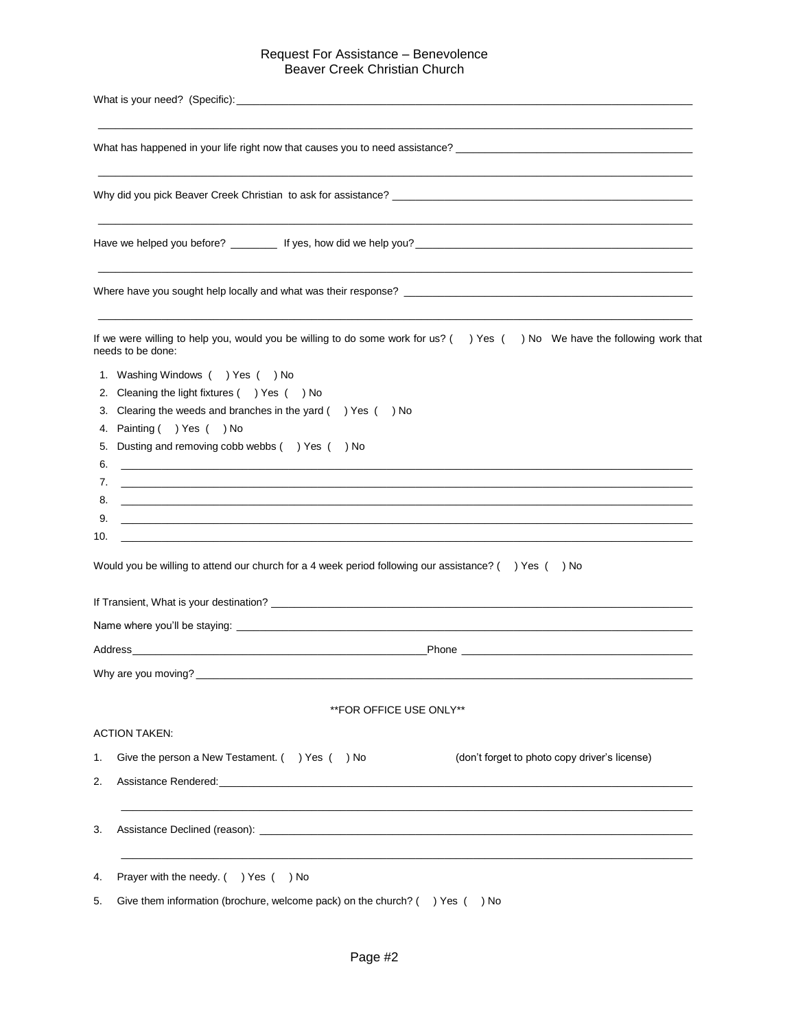# Request For Assistance – Benevolence
## Beaver Creek Christian Church

What is your need? (Specific): ____________________________________________

____________________________________________

What has happened in your life right now that causes you to need assistance? ____________________________________________

____________________________________________

Why did you pick Beaver Creek Christian to ask for assistance? ____________________________________________

____________________________________________

Have we helped you before? ________ If yes, how did we help you? ____________________________________________

____________________________________________

Where have you sought help locally and what was their response? ____________________________________________

____________________________________________

If we were willing to help you, would you be willing to do some work for us? ( ) Yes ( ) No We have the following work that needs to be done:

1. Washing Windows ( ) Yes ( ) No
2. Cleaning the light fixtures ( ) Yes ( ) No
3. Clearing the weeds and branches in the yard ( ) Yes ( ) No
4. Painting ( ) Yes ( ) No
5. Dusting and removing cobb webbs ( ) Yes ( ) No
6. ____________________________________________
7. ____________________________________________
8. ____________________________________________
9. ____________________________________________
10. ____________________________________________

Would you be willing to attend our church for a 4 week period following our assistance? ( ) Yes ( ) No

If Transient, What is your destination? ____________________________________________

Name where you'll be staying: ____________________________________________

Address ____________________________ Phone ____________________________

Why are you moving? ____________________________________________

**FOR OFFICE USE ONLY**

ACTION TAKEN:

1. Give the person a New Testament. ( ) Yes ( ) No (don't forget to photo copy driver's license)
2. Assistance Rendered: ____________________________________________

   ____________________________________________
3. Assistance Declined (reason): ____________________________________________

   ____________________________________________
4. Prayer with the needy. ( ) Yes ( ) No
5. Give them information (brochure, welcome pack) on the church? ( ) Yes ( ) No